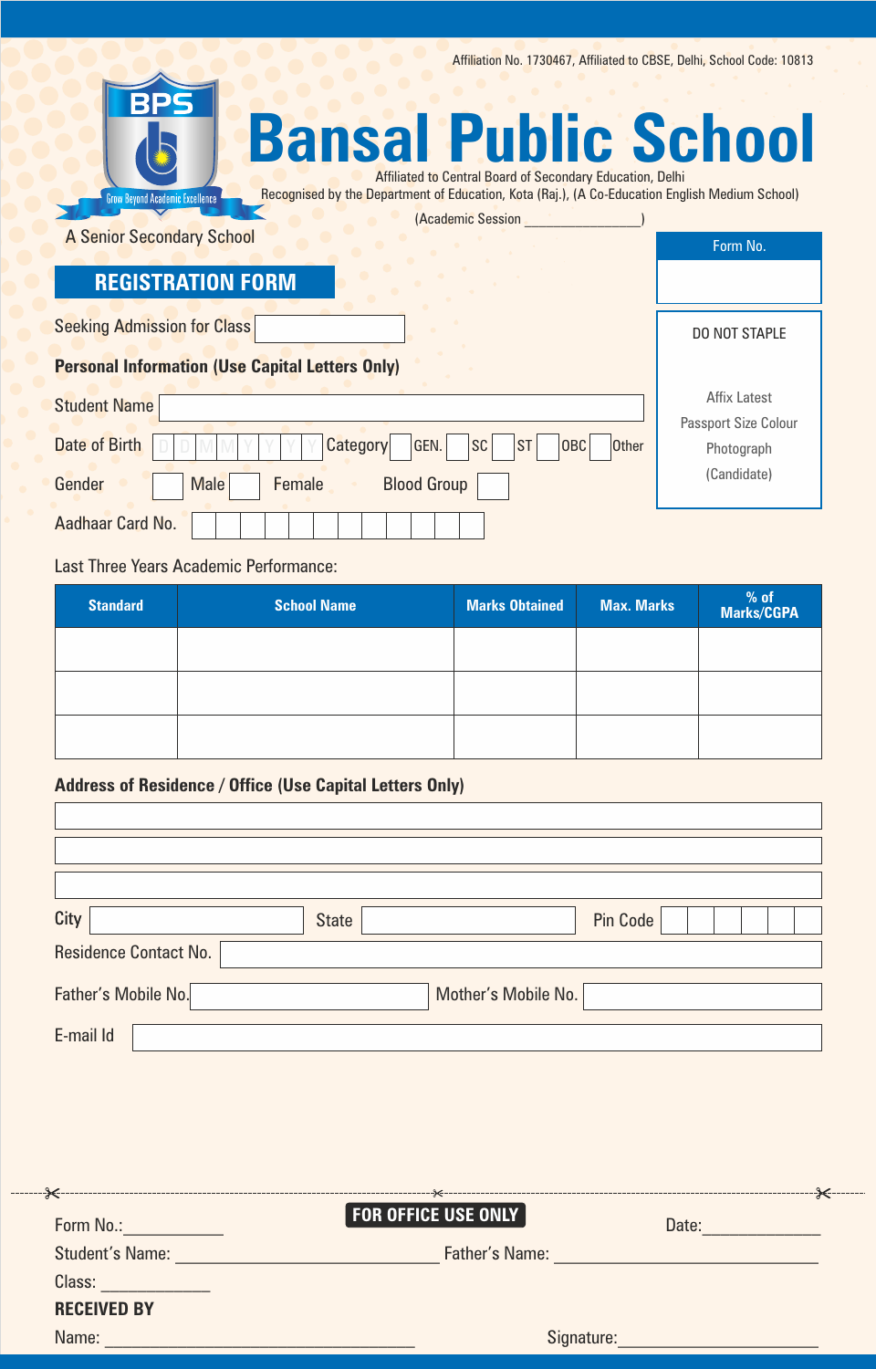Affiliation No. 1730467, Affiliated to CBSE, Delhi, School Code: 10813

BPS

Grow Beyond Academic Excellence

# Bansal Public School

Affiliated to Central Board of Secondary Education, Delhi

Recognised by the Department of Education, Kota (Raj.), (A Co-Education English Medium School)

(Academic Session _______________)

A Senior Secondary School

Form No.

## REGISTRATION FORM

DO NOT STAPLE

Affix Latest Passport Size Colour Photograph (Candidate)

Seeking Admission for Class

**Personal Information (Use Capital Letters Only)**

Student Name

Date of Birth D D M M Y Y Y Y Category GEN. SC ST OBC Other

Gender Male Female Blood Group

Aadhaar Card No.

Last Three Years Academic Performance:

| Standard | School Name | Marks Obtained | Max. Marks | % of Marks/CGPA |
|---|---|---|---|---|
| | | | | |
| | | | | |
| | | | | |

**Address of Residence / Office (Use Capital Letters Only)**

City State Pin Code

Residence Contact No.

Father's Mobile No. Mother's Mobile No.

E-mail Id

---

**FOR OFFICE USE ONLY**

Form No.:___________ Date:___________

Student's Name: ___________________________ Father's Name: ___________________________

Class: ___________

**RECEIVED BY**

Name: ___________________________ Signature:___________________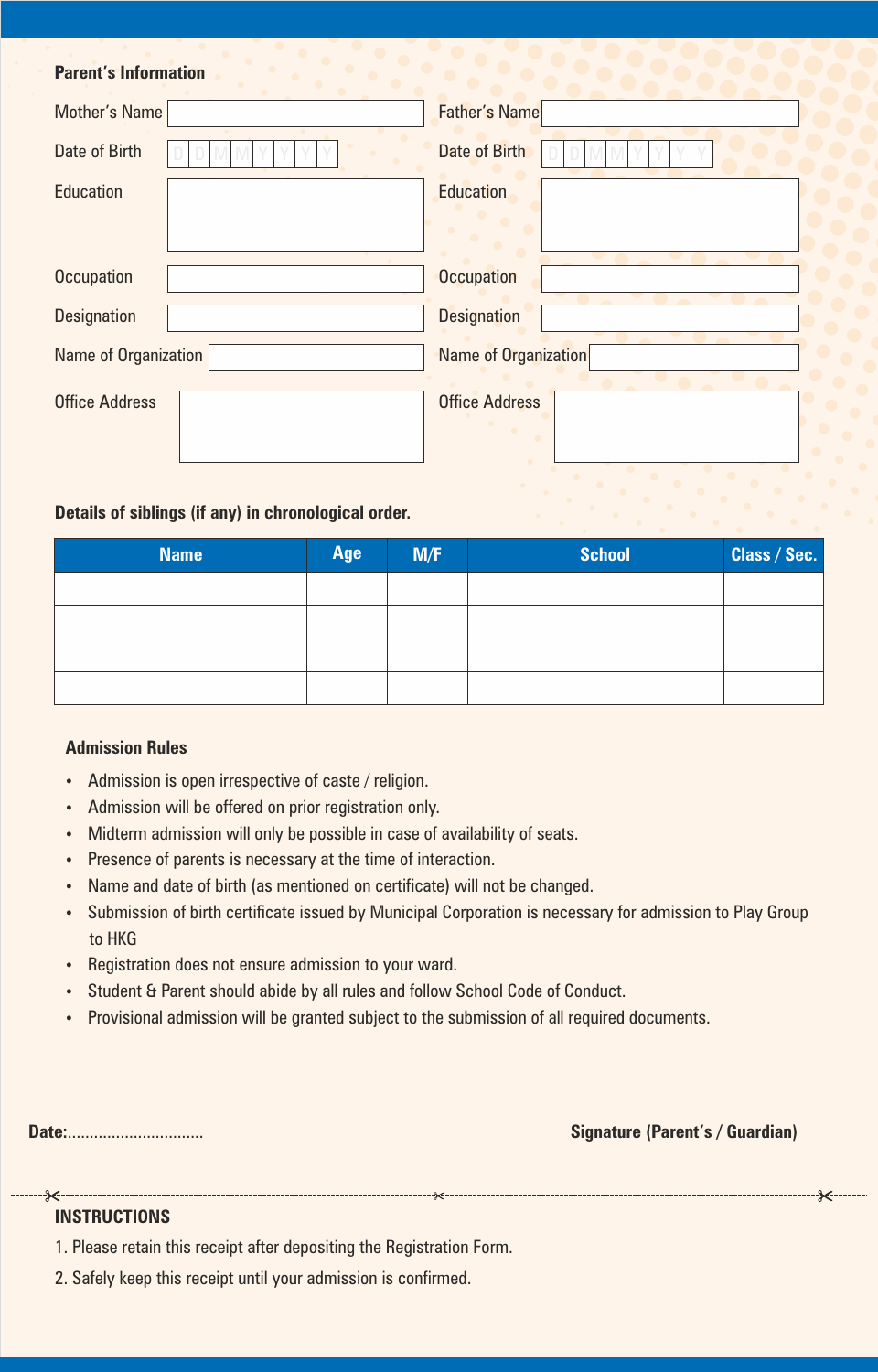### Parent's Information

Mother's Name

Date of Birth D D M M Y Y Y Y

Education

Occupation

Designation

Name of Organization

Office Address

Father's Name

Date of Birth D D M M Y Y Y Y

Education

Occupation

Designation

Name of Organization

Office Address

**Details of siblings (if any) in chronological order.**

| Name | Age | M/F | School | Class / Sec. |
|---|---|---|---|---|
| | | | | |
| | | | | |
| | | | | |
| | | | | |

### Admission Rules

- Admission is open irrespective of caste / religion.
- Admission will be offered on prior registration only.
- Midterm admission will only be possible in case of availability of seats.
- Presence of parents is necessary at the time of interaction.
- Name and date of birth (as mentioned on certificate) will not be changed.
- Submission of birth certificate issued by Municipal Corporation is necessary for admission to Play Group to HKG
- Registration does not ensure admission to your ward.
- Student & Parent should abide by all rules and follow School Code of Conduct.
- Provisional admission will be granted subject to the submission of all required documents.

**Date:**...............................

**Signature (Parent's / Guardian)**

### INSTRUCTIONS

1. Please retain this receipt after depositing the Registration Form.
2. Safely keep this receipt until your admission is confirmed.